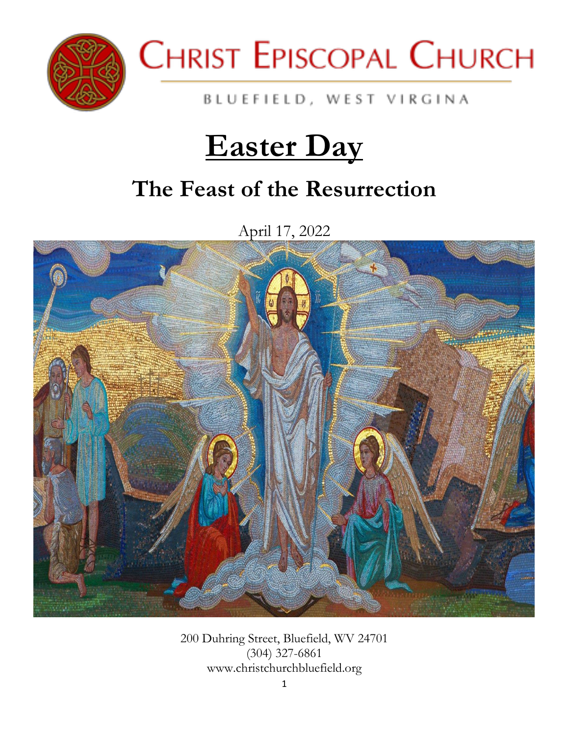# Christ Episcopal Church

BLUEFIELD, WEST VIRGINA

# Easter Day

## The Feast of the Resurrection

April 17, 2022

200 Duhring Street, Bluefield, WV 24701
(304) 327-6861
www.christchurchbluefield.org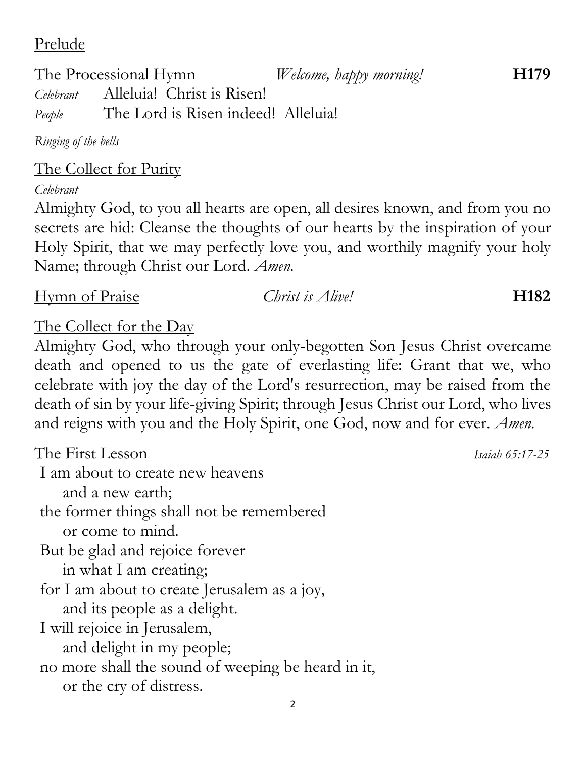Prelude

The Processional Hymn *Welcome, happy morning!* **H179**

*Celebrant* Alleluia! Christ is Risen!
*People* The Lord is Risen indeed! Alleluia!

*Ringing of the bells*

The Collect for Purity

*Celebrant*

Almighty God, to you all hearts are open, all desires known, and from you no secrets are hid: Cleanse the thoughts of our hearts by the inspiration of your Holy Spirit, that we may perfectly love you, and worthily magnify your holy Name; through Christ our Lord. *Amen.*

Hymn of Praise *Christ is Alive!* **H182**

The Collect for the Day

Almighty God, who through your only-begotten Son Jesus Christ overcame death and opened to us the gate of everlasting life: Grant that we, who celebrate with joy the day of the Lord's resurrection, may be raised from the death of sin by your life-giving Spirit; through Jesus Christ our Lord, who lives and reigns with you and the Holy Spirit, one God, now and for ever. *Amen.*

The First Lesson *Isaiah 65:17-25*

I am about to create new heavens
    and a new earth;
the former things shall not be remembered
    or come to mind.
But be glad and rejoice forever
    in what I am creating;
for I am about to create Jerusalem as a joy,
    and its people as a delight.
I will rejoice in Jerusalem,
    and delight in my people;
no more shall the sound of weeping be heard in it,
    or the cry of distress.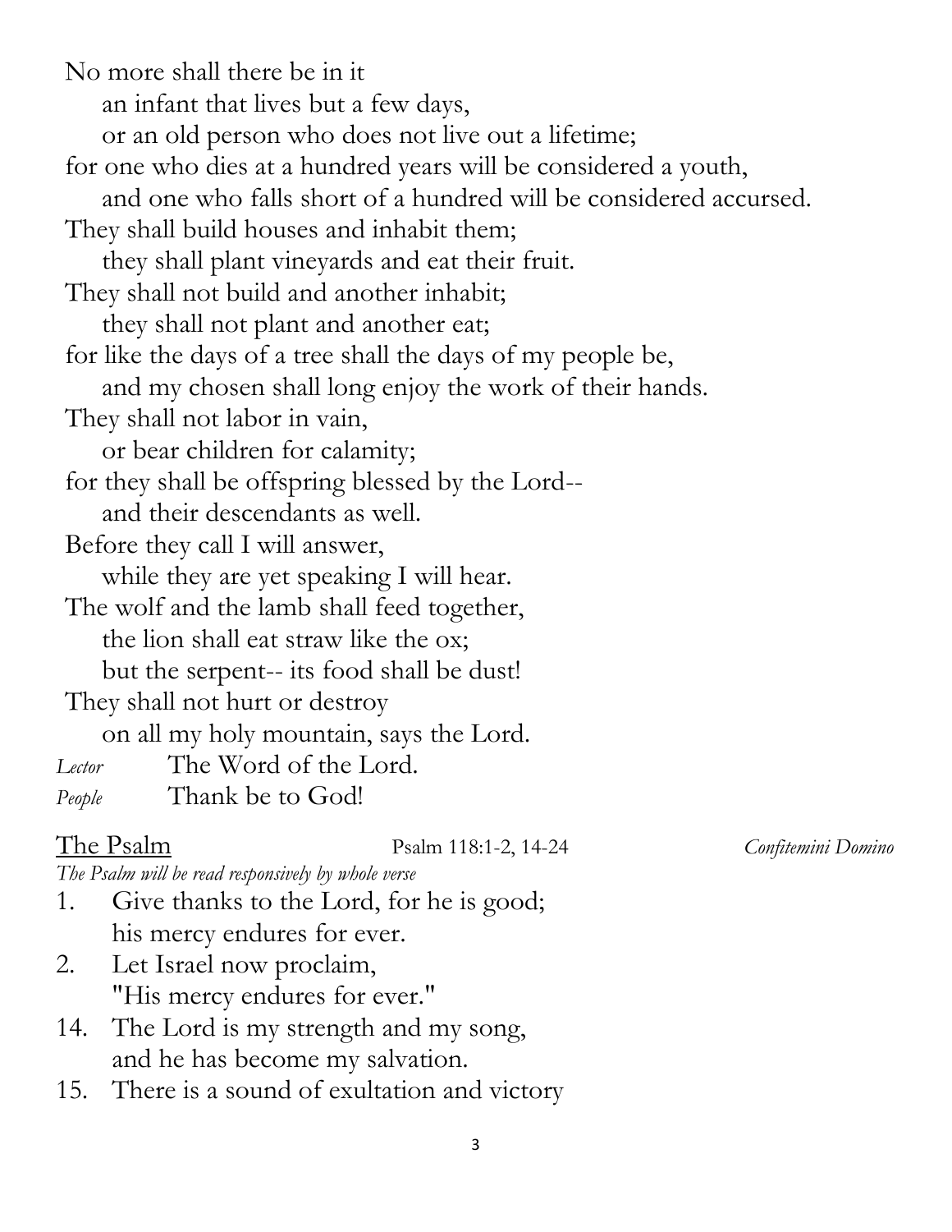No more shall there be in it
  an infant that lives but a few days,
  or an old person who does not live out a lifetime;
for one who dies at a hundred years will be considered a youth,
  and one who falls short of a hundred will be considered accursed.
They shall build houses and inhabit them;
  they shall plant vineyards and eat their fruit.
They shall not build and another inhabit;
  they shall not plant and another eat;
for like the days of a tree shall the days of my people be,
  and my chosen shall long enjoy the work of their hands.
They shall not labor in vain,
  or bear children for calamity;
for they shall be offspring blessed by the Lord--
  and their descendants as well.
Before they call I will answer,
  while they are yet speaking I will hear.
The wolf and the lamb shall feed together,
  the lion shall eat straw like the ox;
  but the serpent-- its food shall be dust!
They shall not hurt or destroy
  on all my holy mountain, says the Lord.

*Lector* The Word of the Lord.
*People* Thank be to God!

## The Psalm  Psalm 118:1-2, 14-24  *Confitemini Domino*

*The Psalm will be read responsively by whole verse*

1. Give thanks to the Lord, for he is good;
   his mercy endures for ever.
2. Let Israel now proclaim,
   "His mercy endures for ever."
14. The Lord is my strength and my song,
    and he has become my salvation.
15. There is a sound of exultation and victory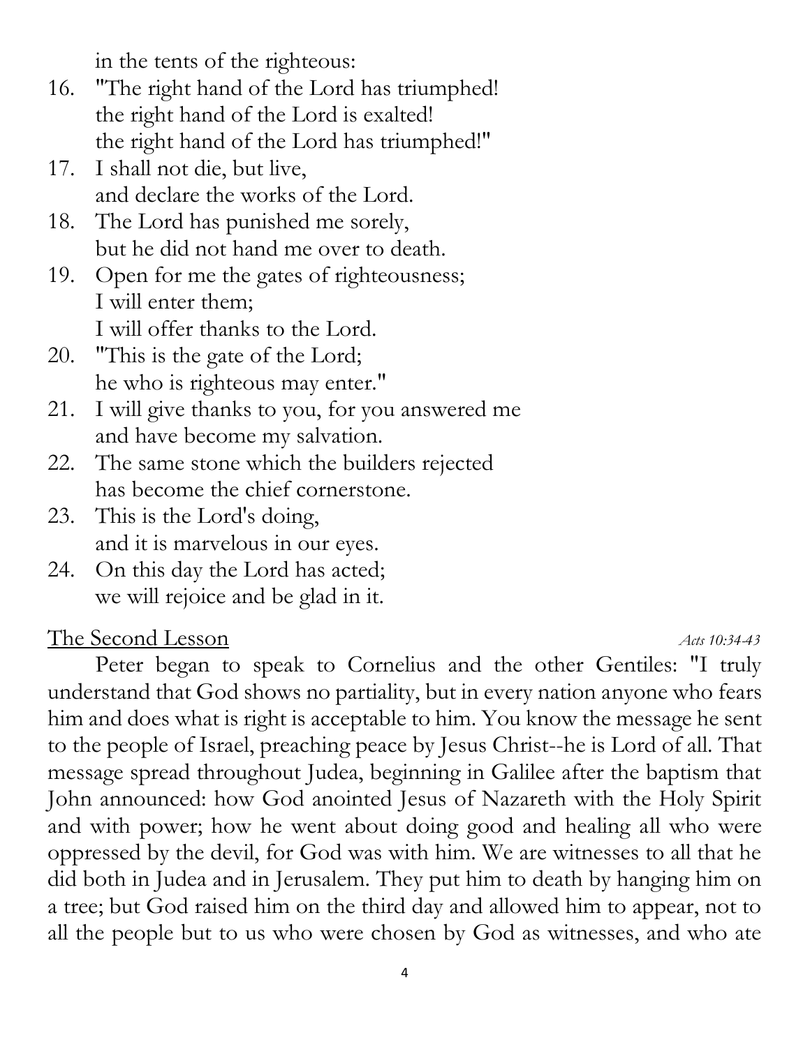in the tents of the righteous:

16. "The right hand of the Lord has triumphed!
    the right hand of the Lord is exalted!
    the right hand of the Lord has triumphed!"
17. I shall not die, but live,
    and declare the works of the Lord.
18. The Lord has punished me sorely,
    but he did not hand me over to death.
19. Open for me the gates of righteousness;
    I will enter them;
    I will offer thanks to the Lord.
20. "This is the gate of the Lord;
    he who is righteous may enter."
21. I will give thanks to you, for you answered me
    and have become my salvation.
22. The same stone which the builders rejected
    has become the chief cornerstone.
23. This is the Lord's doing,
    and it is marvelous in our eyes.
24. On this day the Lord has acted;
    we will rejoice and be glad in it.

<u>The Second Lesson</u> *Acts 10:34-43*

Peter began to speak to Cornelius and the other Gentiles: "I truly understand that God shows no partiality, but in every nation anyone who fears him and does what is right is acceptable to him. You know the message he sent to the people of Israel, preaching peace by Jesus Christ--he is Lord of all. That message spread throughout Judea, beginning in Galilee after the baptism that John announced: how God anointed Jesus of Nazareth with the Holy Spirit and with power; how he went about doing good and healing all who were oppressed by the devil, for God was with him. We are witnesses to all that he did both in Judea and in Jerusalem. They put him to death by hanging him on a tree; but God raised him on the third day and allowed him to appear, not to all the people but to us who were chosen by God as witnesses, and who ate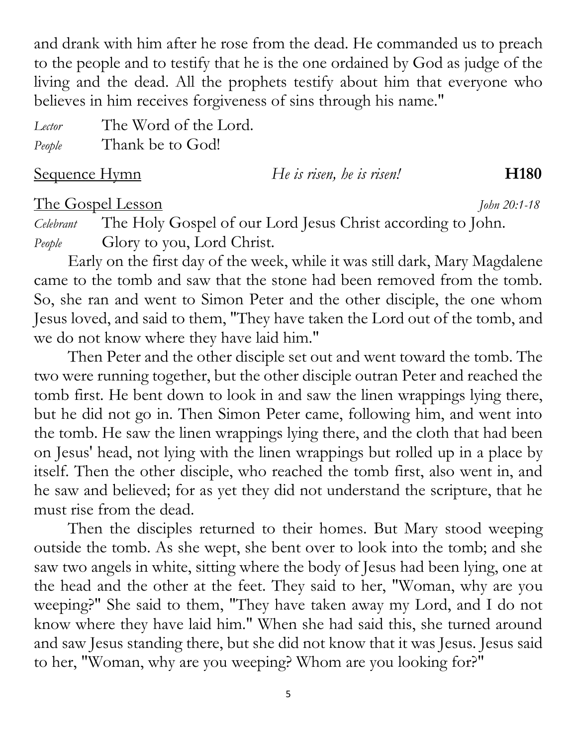and drank with him after he rose from the dead. He commanded us to preach to the people and to testify that he is the one ordained by God as judge of the living and the dead. All the prophets testify about him that everyone who believes in him receives forgiveness of sins through his name."

*Lector* The Word of the Lord.
*People* Thank be to God!

Sequence Hymn *He is risen, he is risen!* **H180**

The Gospel Lesson *John 20:1-18*

*Celebrant* The Holy Gospel of our Lord Jesus Christ according to John.
*People* Glory to you, Lord Christ.

Early on the first day of the week, while it was still dark, Mary Magdalene came to the tomb and saw that the stone had been removed from the tomb. So, she ran and went to Simon Peter and the other disciple, the one whom Jesus loved, and said to them, "They have taken the Lord out of the tomb, and we do not know where they have laid him."

Then Peter and the other disciple set out and went toward the tomb. The two were running together, but the other disciple outran Peter and reached the tomb first. He bent down to look in and saw the linen wrappings lying there, but he did not go in. Then Simon Peter came, following him, and went into the tomb. He saw the linen wrappings lying there, and the cloth that had been on Jesus' head, not lying with the linen wrappings but rolled up in a place by itself. Then the other disciple, who reached the tomb first, also went in, and he saw and believed; for as yet they did not understand the scripture, that he must rise from the dead.

Then the disciples returned to their homes. But Mary stood weeping outside the tomb. As she wept, she bent over to look into the tomb; and she saw two angels in white, sitting where the body of Jesus had been lying, one at the head and the other at the feet. They said to her, "Woman, why are you weeping?" She said to them, "They have taken away my Lord, and I do not know where they have laid him." When she had said this, she turned around and saw Jesus standing there, but she did not know that it was Jesus. Jesus said to her, "Woman, why are you weeping? Whom are you looking for?"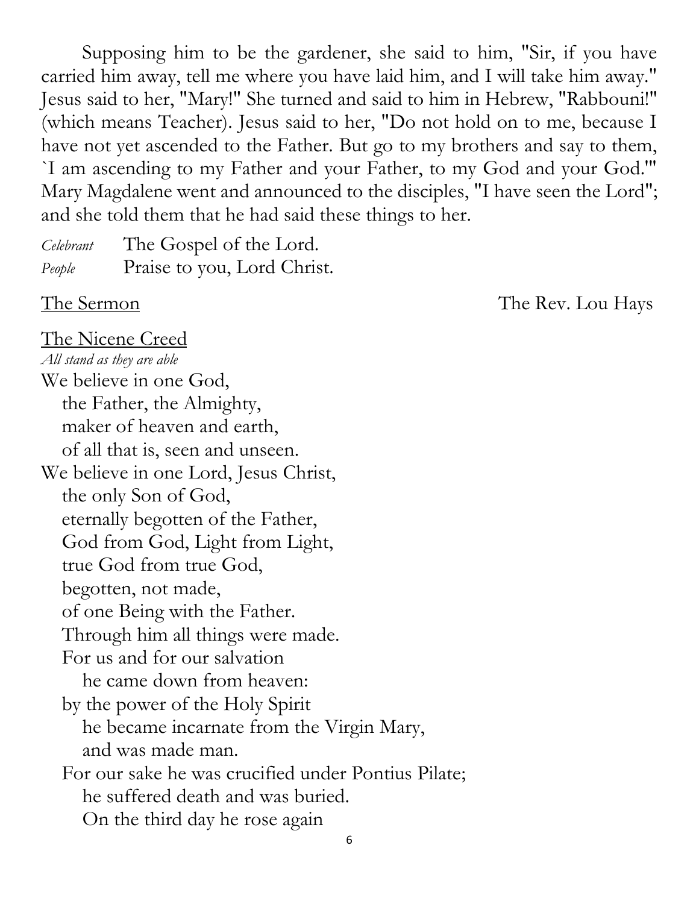Supposing him to be the gardener, she said to him, "Sir, if you have carried him away, tell me where you have laid him, and I will take him away." Jesus said to her, "Mary!" She turned and said to him in Hebrew, "Rabbouni!" (which means Teacher). Jesus said to her, "Do not hold on to me, because I have not yet ascended to the Father. But go to my brothers and say to them, `I am ascending to my Father and your Father, to my God and your God.'" Mary Magdalene went and announced to the disciples, "I have seen the Lord"; and she told them that he had said these things to her.

*Celebrant* The Gospel of the Lord.
*People* Praise to you, Lord Christ.

<u>The Sermon</u> The Rev. Lou Hays

<u>The Nicene Creed</u>
*All stand as they are able*

We believe in one God,
  the Father, the Almighty,
  maker of heaven and earth,
  of all that is, seen and unseen.
We believe in one Lord, Jesus Christ,
  the only Son of God,
  eternally begotten of the Father,
  God from God, Light from Light,
  true God from true God,
  begotten, not made,
  of one Being with the Father.
  Through him all things were made.
  For us and for our salvation
    he came down from heaven:
  by the power of the Holy Spirit
    he became incarnate from the Virgin Mary,
    and was made man.
  For our sake he was crucified under Pontius Pilate;
    he suffered death and was buried.
    On the third day he rose again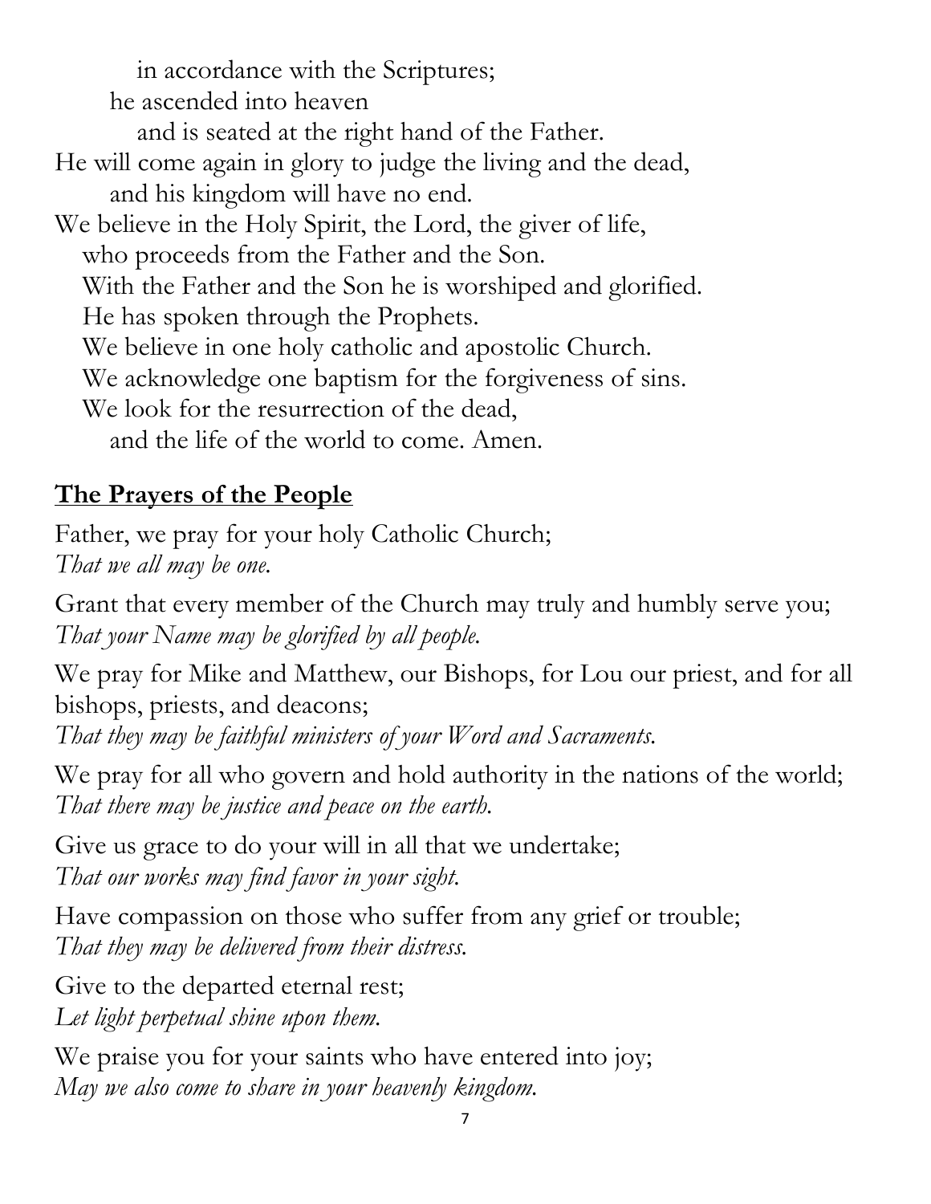in accordance with the Scriptures;
he ascended into heaven
and is seated at the right hand of the Father.
He will come again in glory to judge the living and the dead,
and his kingdom will have no end.
We believe in the Holy Spirit, the Lord, the giver of life,
who proceeds from the Father and the Son.
With the Father and the Son he is worshiped and glorified.
He has spoken through the Prophets.
We believe in one holy catholic and apostolic Church.
We acknowledge one baptism for the forgiveness of sins.
We look for the resurrection of the dead,
and the life of the world to come. Amen.

## The Prayers of the People

Father, we pray for your holy Catholic Church;
*That we all may be one.*

Grant that every member of the Church may truly and humbly serve you;
*That your Name may be glorified by all people.*

We pray for Mike and Matthew, our Bishops, for Lou our priest, and for all bishops, priests, and deacons;
*That they may be faithful ministers of your Word and Sacraments.*

We pray for all who govern and hold authority in the nations of the world;
*That there may be justice and peace on the earth.*

Give us grace to do your will in all that we undertake;
*That our works may find favor in your sight.*

Have compassion on those who suffer from any grief or trouble;
*That they may be delivered from their distress.*

Give to the departed eternal rest;
*Let light perpetual shine upon them.*

We praise you for your saints who have entered into joy;
*May we also come to share in your heavenly kingdom.*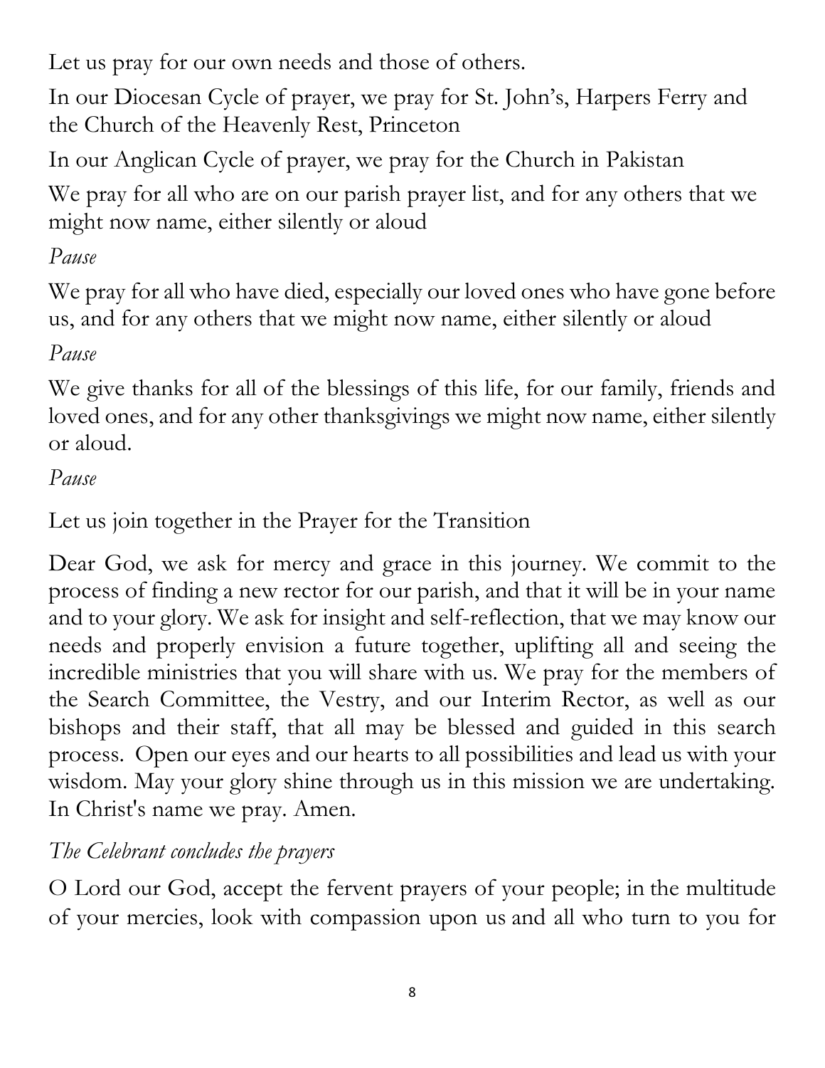Let us pray for our own needs and those of others.

In our Diocesan Cycle of prayer, we pray for St. John's, Harpers Ferry and the Church of the Heavenly Rest, Princeton

In our Anglican Cycle of prayer, we pray for the Church in Pakistan

We pray for all who are on our parish prayer list, and for any others that we might now name, either silently or aloud

*Pause*

We pray for all who have died, especially our loved ones who have gone before us, and for any others that we might now name, either silently or aloud

*Pause*

We give thanks for all of the blessings of this life, for our family, friends and loved ones, and for any other thanksgivings we might now name, either silently or aloud.

*Pause*

Let us join together in the Prayer for the Transition

Dear God, we ask for mercy and grace in this journey. We commit to the process of finding a new rector for our parish, and that it will be in your name and to your glory. We ask for insight and self-reflection, that we may know our needs and properly envision a future together, uplifting all and seeing the incredible ministries that you will share with us. We pray for the members of the Search Committee, the Vestry, and our Interim Rector, as well as our bishops and their staff, that all may be blessed and guided in this search process. Open our eyes and our hearts to all possibilities and lead us with your wisdom. May your glory shine through us in this mission we are undertaking. In Christ's name we pray. Amen.

*The Celebrant concludes the prayers*

O Lord our God, accept the fervent prayers of your people; in the multitude of your mercies, look with compassion upon us and all who turn to you for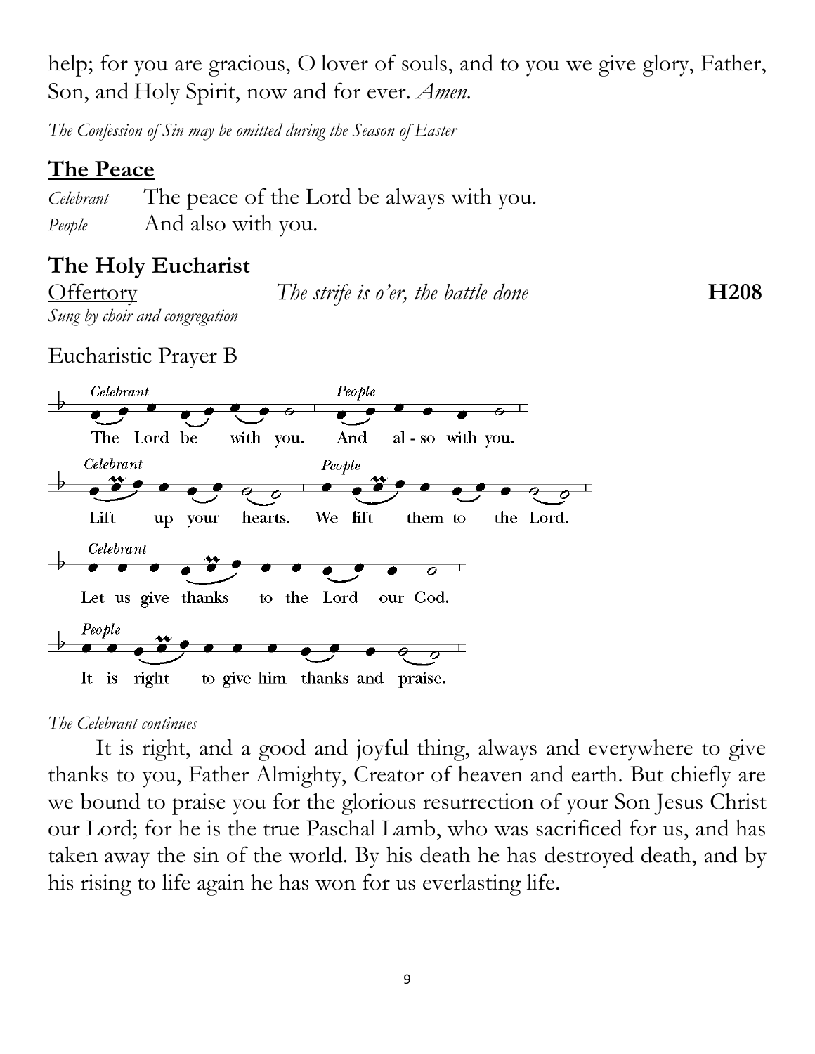help; for you are gracious, O lover of souls, and to you we give glory, Father, Son, and Holy Spirit, now and for ever. *Amen.*

*The Confession of Sin may be omitted during the Season of Easter*

## The Peace

*Celebrant* The peace of the Lord be always with you.
*People* And also with you.

## The Holy Eucharist

Offertory *The strife is o'er, the battle done* **H208**
*Sung by choir and congregation*

Eucharistic Prayer B

*Celebrant* The Lord be with you. *People* And al - so with you.

*Celebrant* Lift up your hearts. *People* We lift them to the Lord.

*Celebrant* Let us give thanks to the Lord our God.

*People* It is right to give him thanks and praise.

*The Celebrant continues*

It is right, and a good and joyful thing, always and everywhere to give thanks to you, Father Almighty, Creator of heaven and earth. But chiefly are we bound to praise you for the glorious resurrection of your Son Jesus Christ our Lord; for he is the true Paschal Lamb, who was sacrificed for us, and has taken away the sin of the world. By his death he has destroyed death, and by his rising to life again he has won for us everlasting life.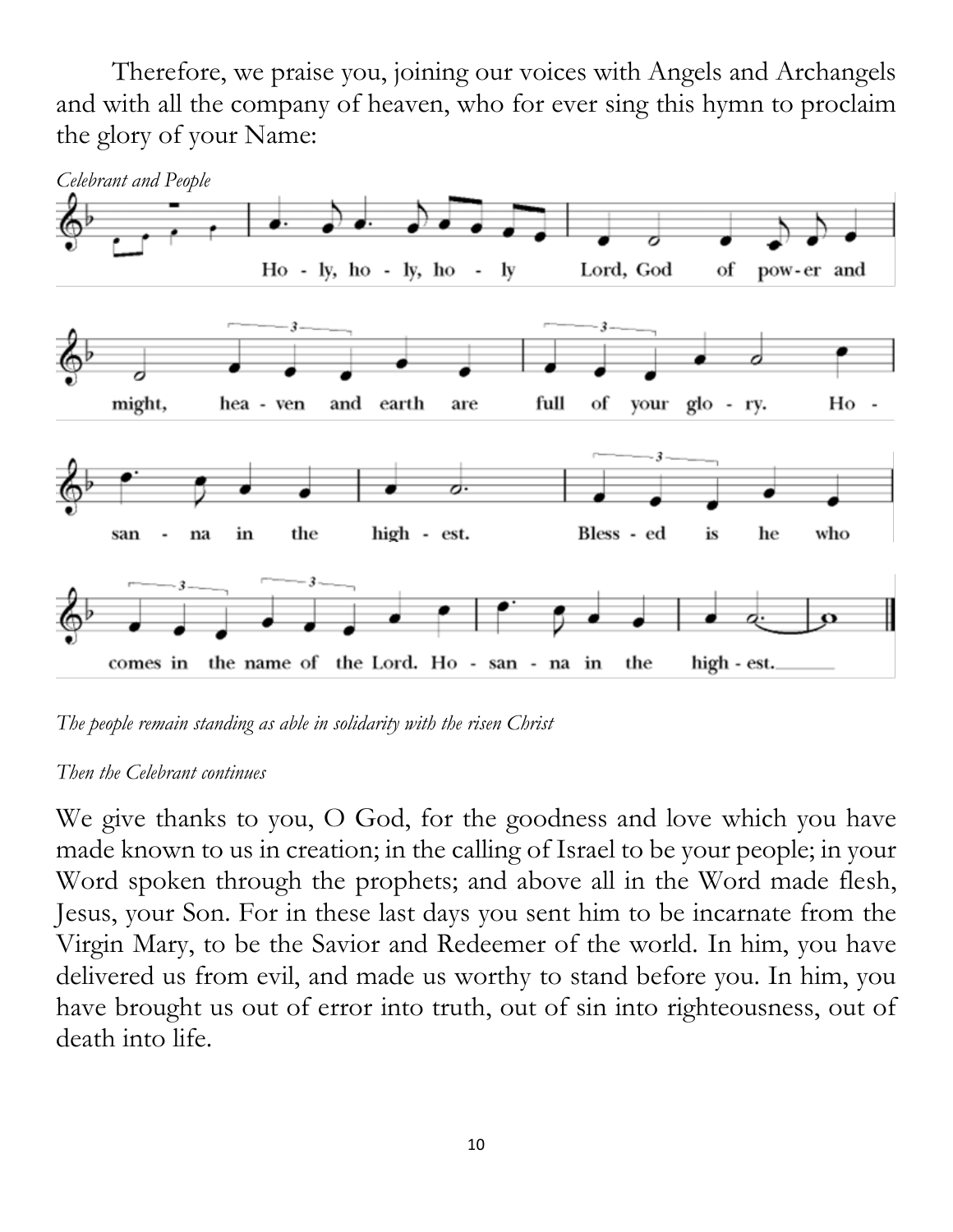Therefore, we praise you, joining our voices with Angels and Archangels and with all the company of heaven, who for ever sing this hymn to proclaim the glory of your Name:

*Celebrant and People*

Holy, holy, holy Lord, God of power and might, heaven and earth are full of your glory. Hosanna in the highest. Blessed is he who comes in the name of the Lord. Hosanna in the highest.

*The people remain standing as able in solidarity with the risen Christ*

*Then the Celebrant continues*

We give thanks to you, O God, for the goodness and love which you have made known to us in creation; in the calling of Israel to be your people; in your Word spoken through the prophets; and above all in the Word made flesh, Jesus, your Son. For in these last days you sent him to be incarnate from the Virgin Mary, to be the Savior and Redeemer of the world. In him, you have delivered us from evil, and made us worthy to stand before you. In him, you have brought us out of error into truth, out of sin into righteousness, out of death into life.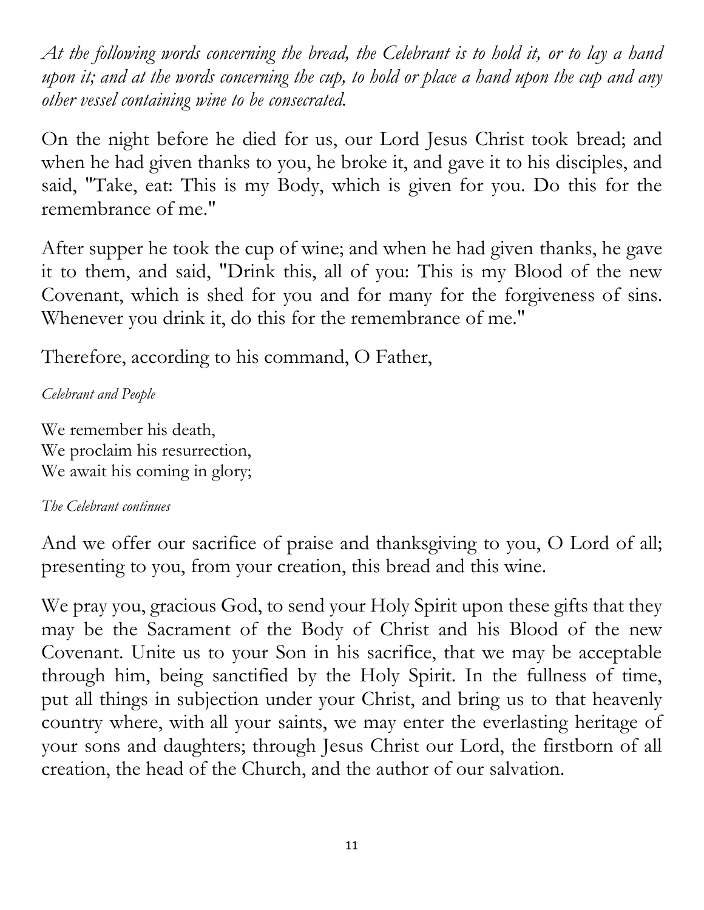*At the following words concerning the bread, the Celebrant is to hold it, or to lay a hand upon it; and at the words concerning the cup, to hold or place a hand upon the cup and any other vessel containing wine to be consecrated.*

On the night before he died for us, our Lord Jesus Christ took bread; and when he had given thanks to you, he broke it, and gave it to his disciples, and said, "Take, eat: This is my Body, which is given for you. Do this for the remembrance of me."

After supper he took the cup of wine; and when he had given thanks, he gave it to them, and said, "Drink this, all of you: This is my Blood of the new Covenant, which is shed for you and for many for the forgiveness of sins. Whenever you drink it, do this for the remembrance of me."

Therefore, according to his command, O Father,

*Celebrant and People*

We remember his death,
We proclaim his resurrection,
We await his coming in glory;

*The Celebrant continues*

And we offer our sacrifice of praise and thanksgiving to you, O Lord of all; presenting to you, from your creation, this bread and this wine.

We pray you, gracious God, to send your Holy Spirit upon these gifts that they may be the Sacrament of the Body of Christ and his Blood of the new Covenant. Unite us to your Son in his sacrifice, that we may be acceptable through him, being sanctified by the Holy Spirit. In the fullness of time, put all things in subjection under your Christ, and bring us to that heavenly country where, with all your saints, we may enter the everlasting heritage of your sons and daughters; through Jesus Christ our Lord, the firstborn of all creation, the head of the Church, and the author of our salvation.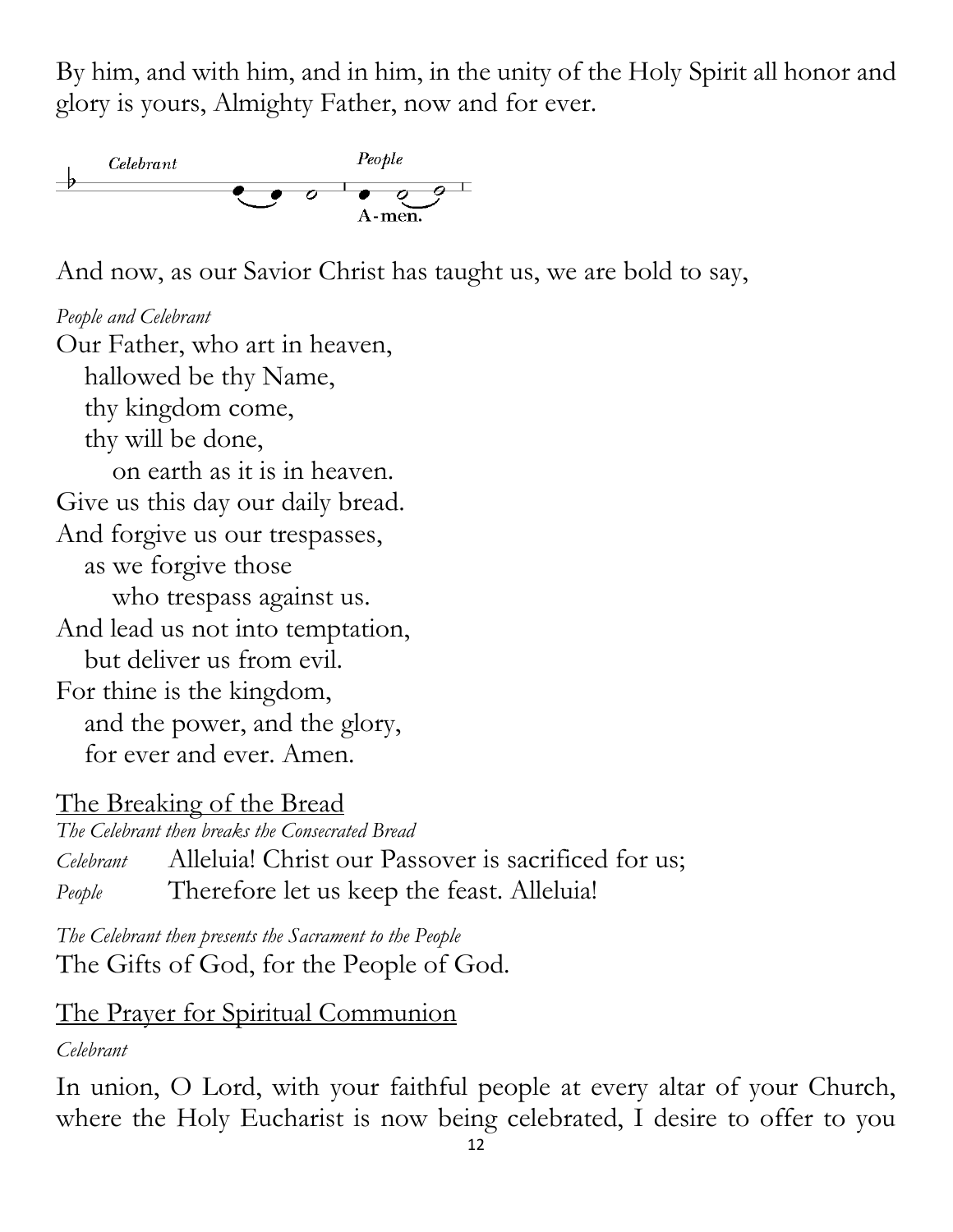By him, and with him, and in him, in the unity of the Holy Spirit all honor and glory is yours, Almighty Father, now and for ever.

*Celebrant* *People*
A-men.

And now, as our Savior Christ has taught us, we are bold to say,

*People and Celebrant*

Our Father, who art in heaven,
hallowed be thy Name,
thy kingdom come,
thy will be done,
on earth as it is in heaven.
Give us this day our daily bread.
And forgive us our trespasses,
as we forgive those
who trespass against us.
And lead us not into temptation,
but deliver us from evil.
For thine is the kingdom,
and the power, and the glory,
for ever and ever. Amen.

The Breaking of the Bread

*The Celebrant then breaks the Consecrated Bread*

*Celebrant* Alleluia! Christ our Passover is sacrificed for us;
*People* Therefore let us keep the feast. Alleluia!

*The Celebrant then presents the Sacrament to the People*

The Gifts of God, for the People of God.

The Prayer for Spiritual Communion

*Celebrant*

In union, O Lord, with your faithful people at every altar of your Church, where the Holy Eucharist is now being celebrated, I desire to offer to you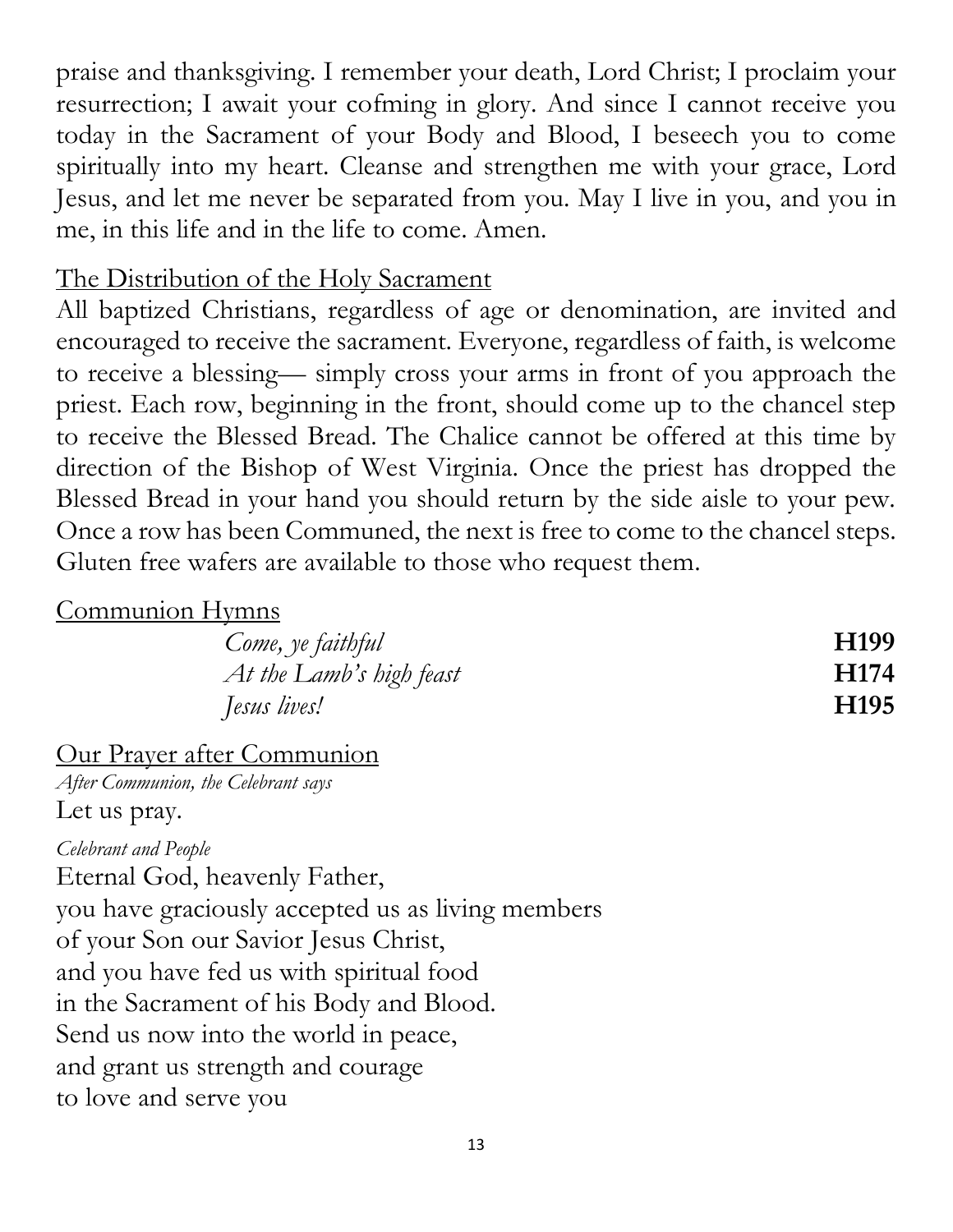praise and thanksgiving. I remember your death, Lord Christ; I proclaim your resurrection; I await your cofming in glory. And since I cannot receive you today in the Sacrament of your Body and Blood, I beseech you to come spiritually into my heart. Cleanse and strengthen me with your grace, Lord Jesus, and let me never be separated from you. May I live in you, and you in me, in this life and in the life to come. Amen.

## The Distribution of the Holy Sacrament

All baptized Christians, regardless of age or denomination, are invited and encouraged to receive the sacrament. Everyone, regardless of faith, is welcome to receive a blessing— simply cross your arms in front of you approach the priest. Each row, beginning in the front, should come up to the chancel step to receive the Blessed Bread. The Chalice cannot be offered at this time by direction of the Bishop of West Virginia. Once the priest has dropped the Blessed Bread in your hand you should return by the side aisle to your pew. Once a row has been Communed, the next is free to come to the chancel steps. Gluten free wafers are available to those who request them.

## Communion Hymns

*Come, ye faithful* **H199**
*At the Lamb's high feast* **H174**
*Jesus lives!* **H195**

## Our Prayer after Communion

*After Communion, the Celebrant says*
Let us pray.

*Celebrant and People*
Eternal God, heavenly Father,
you have graciously accepted us as living members
of your Son our Savior Jesus Christ,
and you have fed us with spiritual food
in the Sacrament of his Body and Blood.
Send us now into the world in peace,
and grant us strength and courage
to love and serve you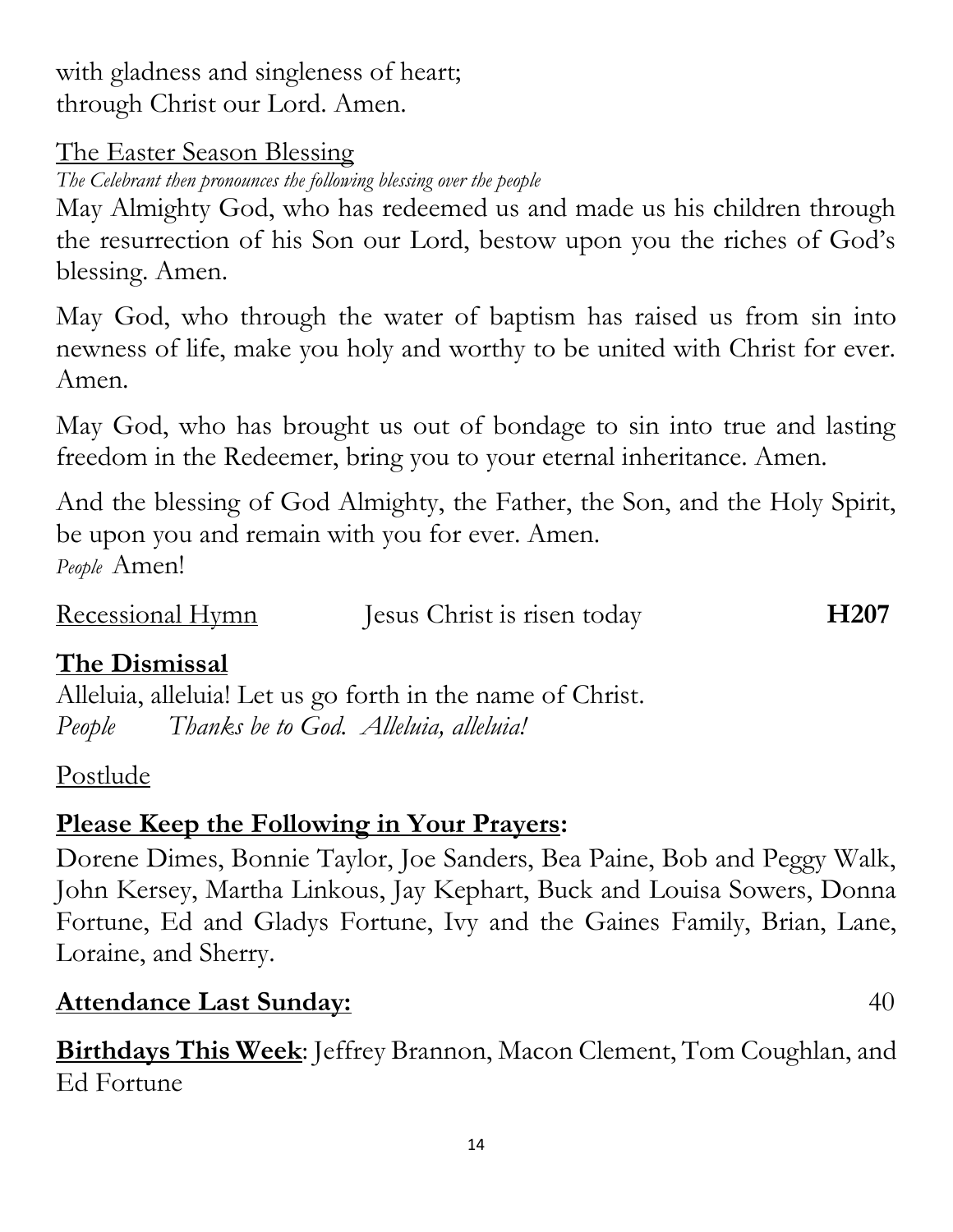with gladness and singleness of heart;
through Christ our Lord. Amen.

The Easter Season Blessing

*The Celebrant then pronounces the following blessing over the people*

May Almighty God, who has redeemed us and made us his children through the resurrection of his Son our Lord, bestow upon you the riches of God's blessing. Amen.

May God, who through the water of baptism has raised us from sin into newness of life, make you holy and worthy to be united with Christ for ever. Amen.

May God, who has brought us out of bondage to sin into true and lasting freedom in the Redeemer, bring you to your eternal inheritance. Amen.

And the blessing of God Almighty, the Father, the Son, and the Holy Spirit, be upon you and remain with you for ever. Amen.
*People* Amen!

Recessional Hymn Jesus Christ is risen today **H207**

**The Dismissal**

Alleluia, alleluia! Let us go forth in the name of Christ.
*People Thanks be to God. Alleluia, alleluia!*

Postlude

**Please Keep the Following in Your Prayers:**

Dorene Dimes, Bonnie Taylor, Joe Sanders, Bea Paine, Bob and Peggy Walk, John Kersey, Martha Linkous, Jay Kephart, Buck and Louisa Sowers, Donna Fortune, Ed and Gladys Fortune, Ivy and the Gaines Family, Brian, Lane, Loraine, and Sherry.

**Attendance Last Sunday:** 40

**Birthdays This Week**: Jeffrey Brannon, Macon Clement, Tom Coughlan, and Ed Fortune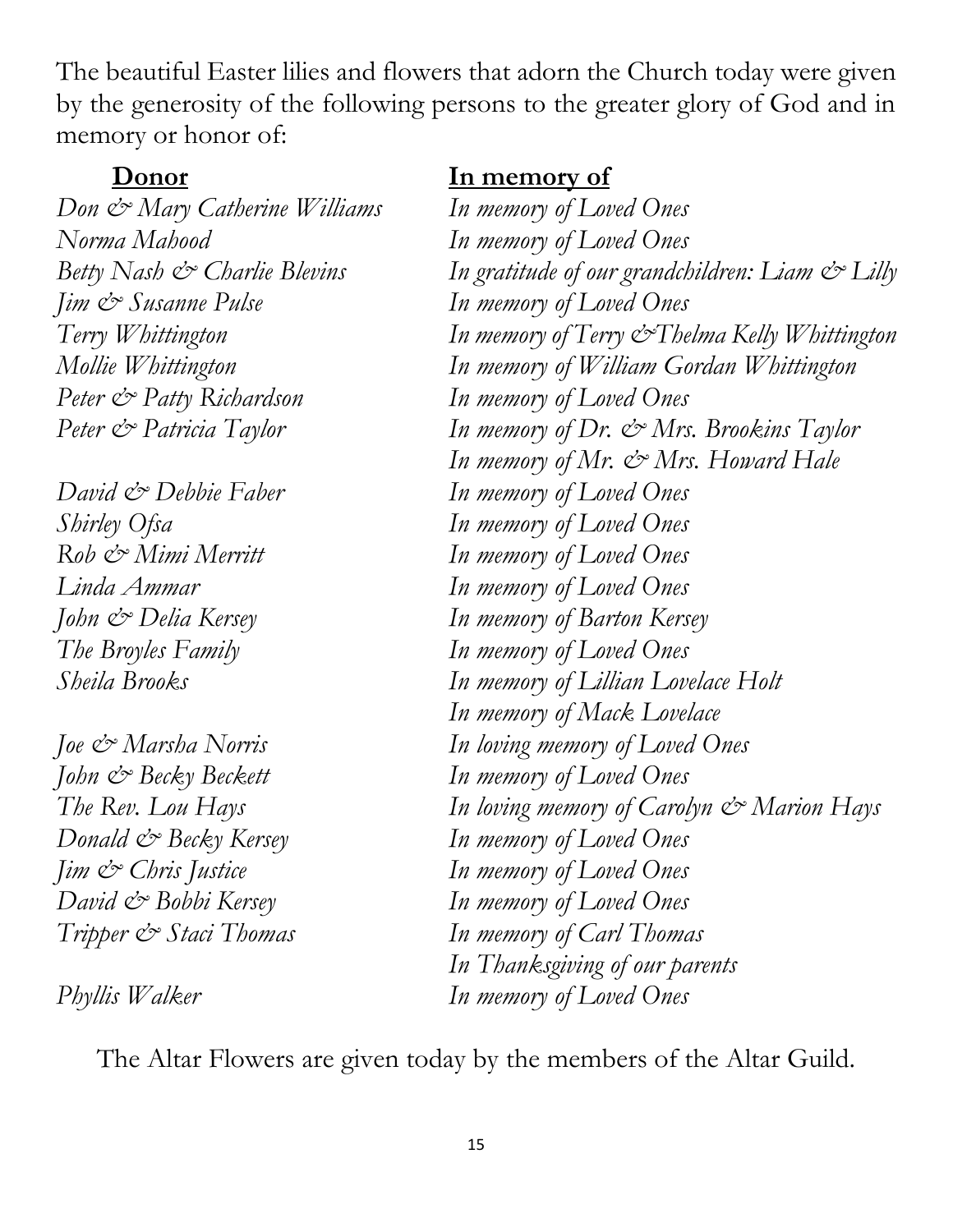The beautiful Easter lilies and flowers that adorn the Church today were given by the generosity of the following persons to the greater glory of God and in memory or honor of:

| **Donor** | **In memory of** |
| --- | --- |
| *Don & Mary Catherine Williams* | *In memory of Loved Ones* |
| *Norma Mahood* | *In memory of Loved Ones* |
| *Betty Nash & Charlie Blevins* | *In gratitude of our grandchildren: Liam & Lilly* |
| *Jim & Susanne Pulse* | *In memory of Loved Ones* |
| *Terry Whittington* | *In memory of Terry &Thelma Kelly Whittington* |
| *Mollie Whittington* | *In memory of William Gordan Whittington* |
| *Peter & Patty Richardson* | *In memory of Loved Ones* |
| *Peter & Patricia Taylor* | *In memory of Dr. & Mrs. Brookins Taylor* |
| | *In memory of Mr. & Mrs. Howard Hale* |
| *David & Debbie Faber* | *In memory of Loved Ones* |
| *Shirley Ofsa* | *In memory of Loved Ones* |
| *Rob & Mimi Merritt* | *In memory of Loved Ones* |
| *Linda Ammar* | *In memory of Loved Ones* |
| *John & Delia Kersey* | *In memory of Barton Kersey* |
| *The Broyles Family* | *In memory of Loved Ones* |
| *Sheila Brooks* | *In memory of Lillian Lovelace Holt* |
| | *In memory of Mack Lovelace* |
| *Joe & Marsha Norris* | *In loving memory of Loved Ones* |
| *John & Becky Beckett* | *In memory of Loved Ones* |
| *The Rev. Lou Hays* | *In loving memory of Carolyn & Marion Hays* |
| *Donald & Becky Kersey* | *In memory of Loved Ones* |
| *Jim & Chris Justice* | *In memory of Loved Ones* |
| *David & Bobbi Kersey* | *In memory of Loved Ones* |
| *Tripper & Staci Thomas* | *In memory of Carl Thomas* |
| | *In Thanksgiving of our parents* |
| *Phyllis Walker* | *In memory of Loved Ones* |

The Altar Flowers are given today by the members of the Altar Guild.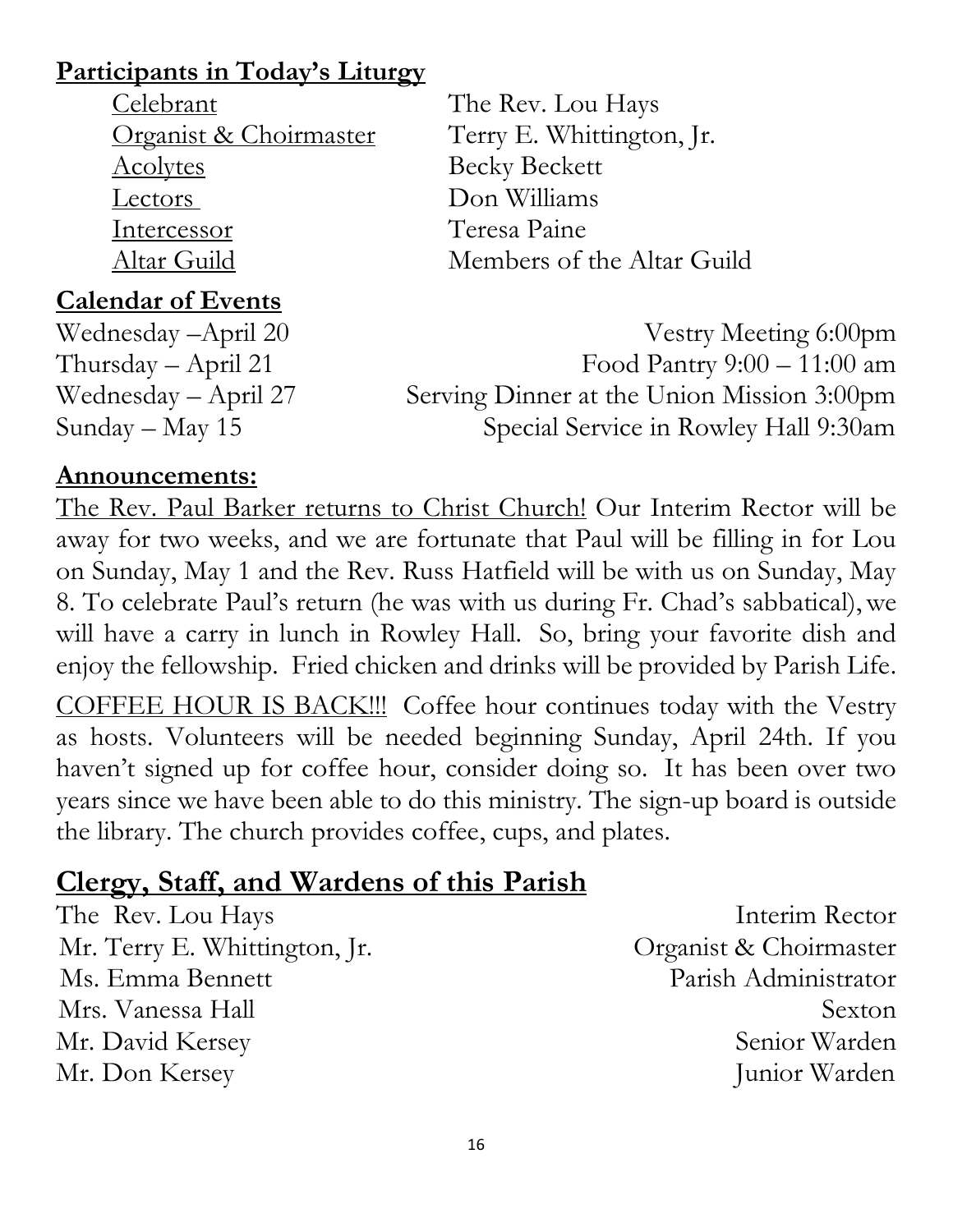## Participants in Today's Liturgy

| | |
|---|---|
| Celebrant | The Rev. Lou Hays |
| Organist & Choirmaster | Terry E. Whittington, Jr. |
| Acolytes | Becky Beckett |
| Lectors | Don Williams |
| Intercessor | Teresa Paine |
| Altar Guild | Members of the Altar Guild |

## Calendar of Events

| | |
|---|---|
| Wednesday –April 20 | Vestry Meeting 6:00pm |
| Thursday – April 21 | Food Pantry 9:00 – 11:00 am |
| Wednesday – April 27 | Serving Dinner at the Union Mission 3:00pm |
| Sunday – May 15 | Special Service in Rowley Hall 9:30am |

## Announcements:

The Rev. Paul Barker returns to Christ Church! Our Interim Rector will be away for two weeks, and we are fortunate that Paul will be filling in for Lou on Sunday, May 1 and the Rev. Russ Hatfield will be with us on Sunday, May 8. To celebrate Paul's return (he was with us during Fr. Chad's sabbatical), we will have a carry in lunch in Rowley Hall. So, bring your favorite dish and enjoy the fellowship. Fried chicken and drinks will be provided by Parish Life.

COFFEE HOUR IS BACK!!! Coffee hour continues today with the Vestry as hosts. Volunteers will be needed beginning Sunday, April 24th. If you haven't signed up for coffee hour, consider doing so. It has been over two years since we have been able to do this ministry. The sign-up board is outside the library. The church provides coffee, cups, and plates.

## Clergy, Staff, and Wardens of this Parish

| | |
|---|---|
| The Rev. Lou Hays | Interim Rector |
| Mr. Terry E. Whittington, Jr. | Organist & Choirmaster |
| Ms. Emma Bennett | Parish Administrator |
| Mrs. Vanessa Hall | Sexton |
| Mr. David Kersey | Senior Warden |
| Mr. Don Kersey | Junior Warden |